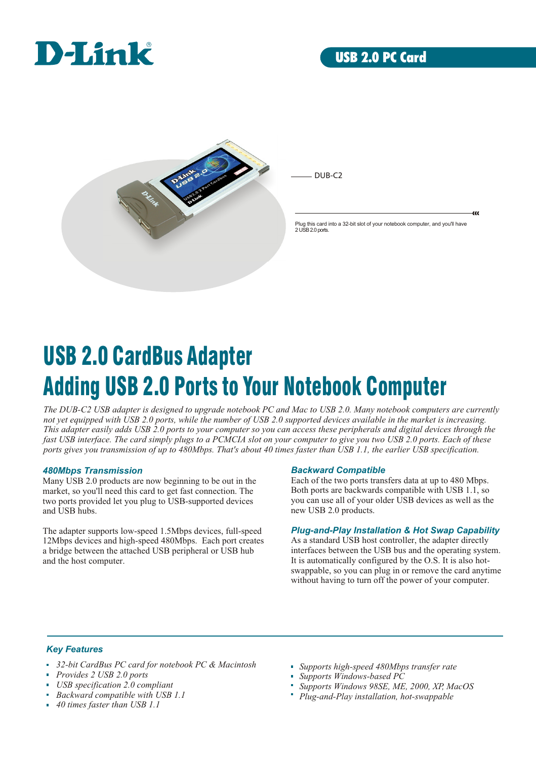D-Link

USB 2.0 PC Card

DUB-C2

Plug this card into a 32-bit slot of your notebook computer, and you'll have 2 USB 2.0 ports.

# USB 2.0 CardBus Adapter
# Adding USB 2.0 Ports to Your Notebook Computer

*The DUB-C2 USB adapter is designed to upgrade notebook PC and Mac to USB 2.0. Many notebook computers are currently not yet equipped with USB 2.0 ports, while the number of USB 2.0 supported devices available in the market is increasing. This adapter easily adds USB 2.0 ports to your computer so you can access these peripherals and digital devices through the fast USB interface. The card simply plugs to a PCMCIA slot on your computer to give you two USB 2.0 ports. Each of these ports gives you transmission of up to 480Mbps. That's about 40 times faster than USB 1.1, the earlier USB specification.*

### 480Mbps Transmission

Many USB 2.0 products are now beginning to be out in the market, so you'll need this card to get fast connection. The two ports provided let you plug to USB-supported devices and USB hubs.

The adapter supports low-speed 1.5Mbps devices, full-speed 12Mbps devices and high-speed 480Mbps. Each port creates a bridge between the attached USB peripheral or USB hub and the host computer.

### Backward Compatible

Each of the two ports transfers data at up to 480 Mbps. Both ports are backwards compatible with USB 1.1, so you can use all of your older USB devices as well as the new USB 2.0 products.

### Plug-and-Play Installation & Hot Swap Capability

As a standard USB host controller, the adapter directly interfaces between the USB bus and the operating system. It is automatically configured by the O.S. It is also hot-swappable, so you can plug in or remove the card anytime without having to turn off the power of your computer.

### Key Features

- *32-bit CardBus PC card for notebook PC & Macintosh*
- *Provides 2 USB 2.0 ports*
- *USB specification 2.0 compliant*
- *Backward compatible with USB 1.1*
- *40 times faster than USB 1.1*
- *Supports high-speed 480Mbps transfer rate*
- *Supports Windows-based PC*
- *Supports Windows 98SE, ME, 2000, XP, MacOS*
- *Plug-and-Play installation, hot-swappable*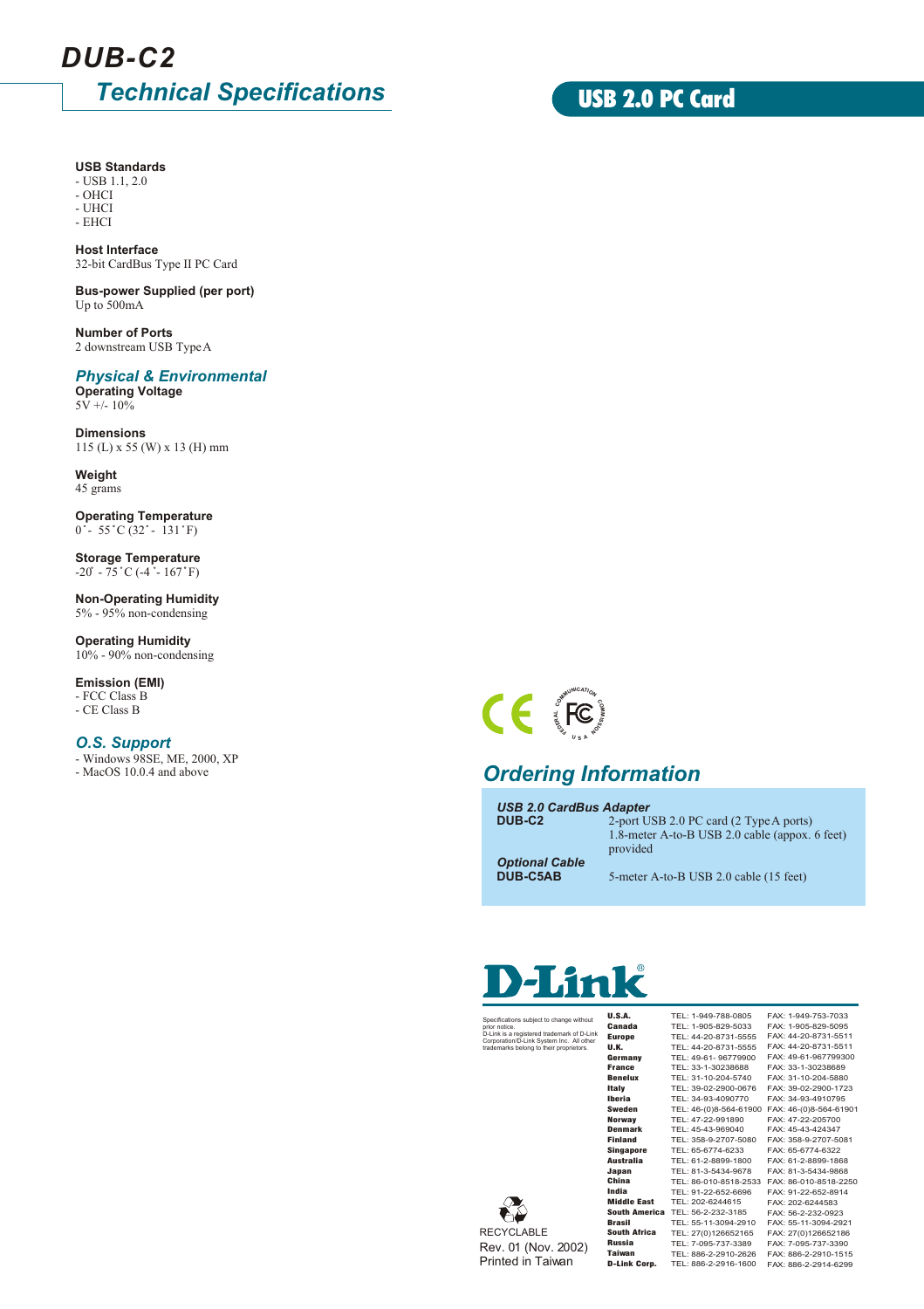# DUB-C2

## Technical Specifications

## USB 2.0 PC Card

**USB Standards**
- USB 1.1, 2.0
- OHCI
- UHCI
- EHCI

**Host Interface**
32-bit CardBus Type II PC Card

**Bus-power Supplied (per port)**
Up to 500mA

**Number of Ports**
2 downstream USB Type A

### *Physical & Environmental*

**Operating Voltage**
5V +/- 10%

**Dimensions**
115 (L) x 55 (W) x 13 (H) mm

**Weight**
45 grams

**Operating Temperature**
0˚- 55˚C (32˚- 131˚F)

**Storage Temperature**
-20˚ - 75˚C (-4˚- 167˚F)

**Non-Operating Humidity**
5% - 95% non-condensing

**Operating Humidity**
10% - 90% non-condensing

**Emission (EMI)**
- FCC Class B
- CE Class B

### *O.S. Support*

- Windows 98SE, ME, 2000, XP
- MacOS 10.0.4 and above

### *Ordering Information*

***USB 2.0 CardBus Adapter***

| | |
|---|---|
| **DUB-C2** | 2-port USB 2.0 PC card (2 Type A ports)<br>1.8-meter A-to-B USB 2.0 cable (appox. 6 feet) provided |

***Optional Cable***

| | |
|---|---|
| **DUB-C5AB** | 5-meter A-to-B USB 2.0 cable (15 feet) |

D-Link

Specifications subject to change without prior notice.
D-Link is a registered trademark of D-Link Corporation/D-Link System Inc. All other trademarks belong to their proprietors.

| | | |
|---|---|---|
| **U.S.A.** | TEL: 1-949-788-0805 | FAX: 1-949-753-7033 |
| **Canada** | TEL: 1-905-829-5033 | FAX: 1-905-829-5095 |
| **Europe** | TEL: 44-20-8731-5555 | FAX: 44-20-8731-5511 |
| **U.K.** | TEL: 44-20-8731-5555 | FAX: 44-20-8731-5511 |
| **Germany** | TEL: 49-61- 96779900 | FAX: 49-61-967799300 |
| **France** | TEL: 33-1-30238688 | FAX: 33-1-30238689 |
| **Benelux** | TEL: 31-10-204-5740 | FAX: 31-10-204-5880 |
| **Italy** | TEL: 39-02-2900-0676 | FAX: 39-02-2900-1723 |
| **Iberia** | TEL: 34-93-4090770 | FAX: 34-93-4910795 |
| **Sweden** | TEL: 46-(0)8-564-61900 | FAX: 46-(0)8-564-61901 |
| **Norway** | TEL: 47-22-991890 | FAX: 47-22-205700 |
| **Denmark** | TEL: 45-43-969040 | FAX: 45-43-424347 |
| **Finland** | TEL: 358-9-2707-5080 | FAX: 358-9-2707-5081 |
| **Singapore** | TEL: 65-6774-6233 | FAX: 65-6774-6322 |
| **Australia** | TEL: 61-2-8899-1800 | FAX: 61-2-8899-1868 |
| **Japan** | TEL: 81-3-5434-9678 | FAX: 81-3-5434-9868 |
| **China** | TEL: 86-010-8518-2533 | FAX: 86-010-8518-2250 |
| **India** | TEL: 91-22-652-6696 | FAX: 91-22-652-8914 |
| **Middle East** | TEL: 202-6244615 | FAX: 202-6244583 |
| **South America** | TEL: 56-2-232-3185 | FAX: 56-2-232-0923 |
| **Brasil** | TEL: 55-11-3094-2910 | FAX: 55-11-3094-2921 |
| **South Africa** | TEL: 27(0)126652165 | FAX: 27(0)126652186 |
| **Russia** | TEL: 7-095-737-3389 | FAX: 7-095-737-3390 |
| **Taiwan** | TEL: 886-2-2910-2626 | FAX: 886-2-2910-1515 |
| **D-Link Corp.** | TEL: 886-2-2916-1600 | FAX: 886-2-2914-6299 |

RECYCLABLE
Rev. 01 (Nov. 2002)
Printed in Taiwan